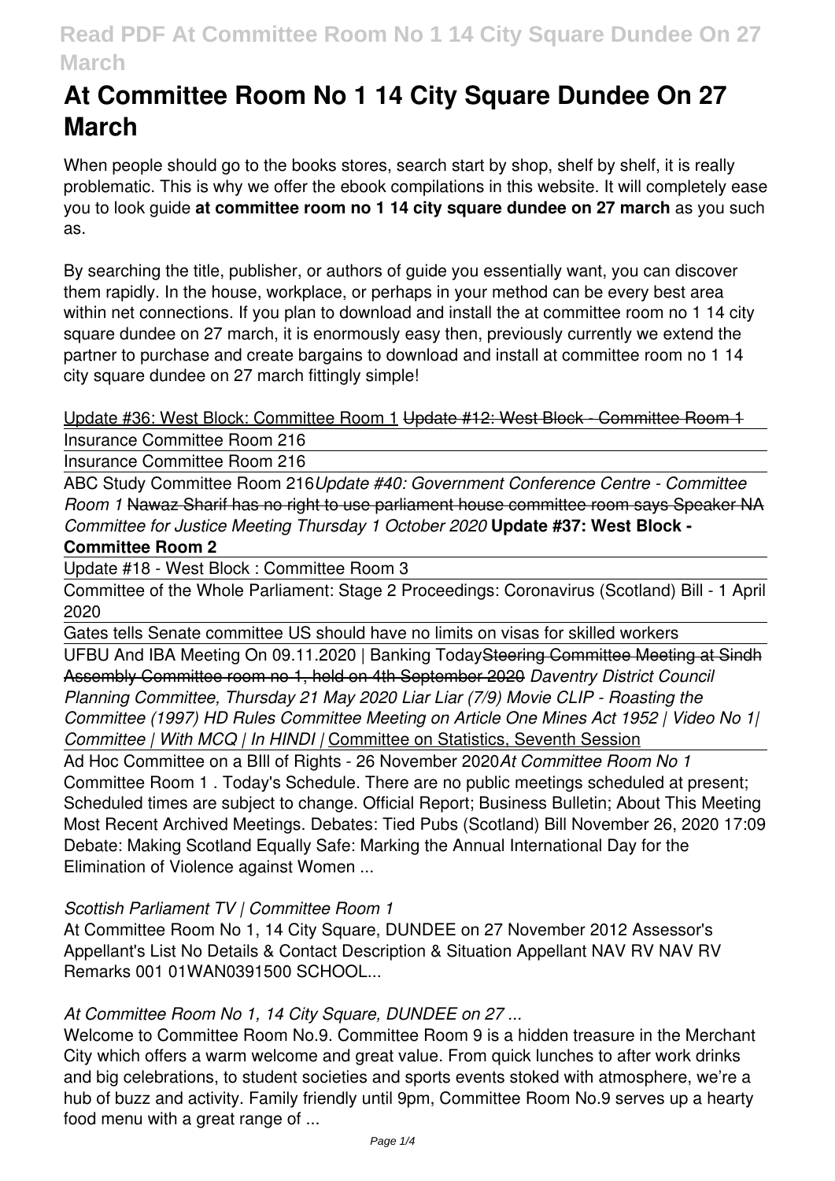# At Committee Room No 1 14 City Square Dundee On 27 March

When people should go to the books stores, search start by shop, shelf by shelf, it is really problematic. This is why we offer the ebook compilations in this website. It will completely ease you to look guide **at committee room no 1 14 city square dundee on 27 march** as you such as.

By searching the title, publisher, or authors of guide you essentially want, you can discover them rapidly. In the house, workplace, or perhaps in your method can be every best area within net connections. If you plan to download and install the at committee room no 1 14 city square dundee on 27 march, it is enormously easy then, previously currently we extend the partner to purchase and create bargains to download and install at committee room no 1 14 city square dundee on 27 march fittingly simple!

Update #36: West Block: Committee Room 1 ~~Update #12: West Block - Committee Room 1~~

Insurance Committee Room 216

Insurance Committee Room 216

ABC Study Committee Room 216 *Update #40: Government Conference Centre - Committee Room 1* ~~Nawaz Sharif has no right to use parliament house committee room says Speaker NA~~ *Committee for Justice Meeting Thursday 1 October 2020* **Update #37: West Block - Committee Room 2**

Update #18 - West Block : Committee Room 3

Committee of the Whole Parliament: Stage 2 Proceedings: Coronavirus (Scotland) Bill - 1 April 2020

Gates tells Senate committee US should have no limits on visas for skilled workers

UFBU And IBA Meeting On 09.11.2020 | Banking Today ~~Steering Committee Meeting at Sindh Assembly Committee room no 1, held on 4th September 2020~~ ~~*Daventry District Council Planning Committee, Thursday 21 May 2020*~~ ~~*Liar Liar (7/9) Movie CLIP - Roasting the Committee (1997) HD*~~ ~~*Rules Committee Meeting on Article One Mines Act 1952 | Video No 1| Committee | With MCQ | In HINDI |*~~ Committee on Statistics, Seventh Session

Ad Hoc Committee on a BIll of Rights - 26 November 2020 *At Committee Room No 1*

Committee Room 1 . Today's Schedule. There are no public meetings scheduled at present; Scheduled times are subject to change. Official Report; Business Bulletin; About This Meeting Most Recent Archived Meetings. Debates: Tied Pubs (Scotland) Bill November 26, 2020 17:09 Debate: Making Scotland Equally Safe: Marking the Annual International Day for the Elimination of Violence against Women ...

*Scottish Parliament TV | Committee Room 1*

At Committee Room No 1, 14 City Square, DUNDEE on 27 November 2012 Assessor's Appellant's List No Details & Contact Description & Situation Appellant NAV RV NAV RV Remarks 001 01WAN0391500 SCHOOL...

*At Committee Room No 1, 14 City Square, DUNDEE on 27 ...*

Welcome to Committee Room No.9. Committee Room 9 is a hidden treasure in the Merchant City which offers a warm welcome and great value. From quick lunches to after work drinks and big celebrations, to student societies and sports events stoked with atmosphere, we're a hub of buzz and activity. Family friendly until 9pm, Committee Room No.9 serves up a hearty food menu with a great range of ...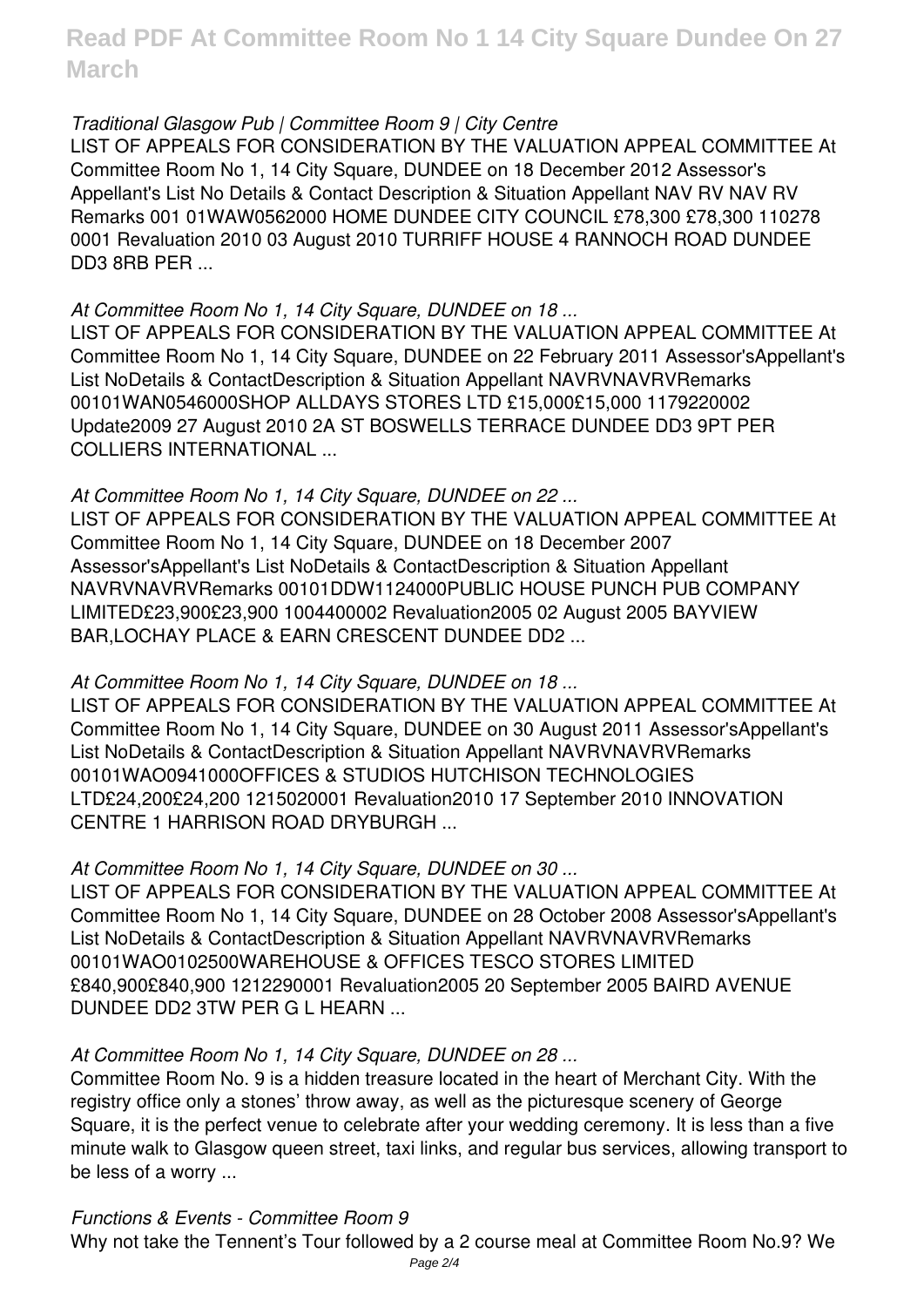### *Traditional Glasgow Pub | Committee Room 9 | City Centre*

LIST OF APPEALS FOR CONSIDERATION BY THE VALUATION APPEAL COMMITTEE At Committee Room No 1, 14 City Square, DUNDEE on 18 December 2012 Assessor's Appellant's List No Details & Contact Description & Situation Appellant NAV RV NAV RV Remarks 001 01WAW0562000 HOME DUNDEE CITY COUNCIL £78,300 £78,300 110278 0001 Revaluation 2010 03 August 2010 TURRIFF HOUSE 4 RANNOCH ROAD DUNDEE DD3 8RB PER ...

### *At Committee Room No 1, 14 City Square, DUNDEE on 18 ...*

LIST OF APPEALS FOR CONSIDERATION BY THE VALUATION APPEAL COMMITTEE At Committee Room No 1, 14 City Square, DUNDEE on 22 February 2011 Assessor'sAppellant's List NoDetails & ContactDescription & Situation Appellant NAVRVNAVRVRemarks 00101WAN0546000SHOP ALLDAYS STORES LTD £15,000£15,000 1179220002 Update2009 27 August 2010 2A ST BOSWELLS TERRACE DUNDEE DD3 9PT PER COLLIERS INTERNATIONAL ...

### *At Committee Room No 1, 14 City Square, DUNDEE on 22 ...*

LIST OF APPEALS FOR CONSIDERATION BY THE VALUATION APPEAL COMMITTEE At Committee Room No 1, 14 City Square, DUNDEE on 18 December 2007 Assessor'sAppellant's List NoDetails & ContactDescription & Situation Appellant NAVRVNAVRVRemarks 00101DDW1124000PUBLIC HOUSE PUNCH PUB COMPANY LIMITED£23,900£23,900 1004400002 Revaluation2005 02 August 2005 BAYVIEW BAR,LOCHAY PLACE & EARN CRESCENT DUNDEE DD2 ...

### *At Committee Room No 1, 14 City Square, DUNDEE on 18 ...*

LIST OF APPEALS FOR CONSIDERATION BY THE VALUATION APPEAL COMMITTEE At Committee Room No 1, 14 City Square, DUNDEE on 30 August 2011 Assessor'sAppellant's List NoDetails & ContactDescription & Situation Appellant NAVRVNAVRVRemarks 00101WAO0941000OFFICES & STUDIOS HUTCHISON TECHNOLOGIES LTD£24,200£24,200 1215020001 Revaluation2010 17 September 2010 INNOVATION CENTRE 1 HARRISON ROAD DRYBURGH ...

### *At Committee Room No 1, 14 City Square, DUNDEE on 30 ...*

LIST OF APPEALS FOR CONSIDERATION BY THE VALUATION APPEAL COMMITTEE At Committee Room No 1, 14 City Square, DUNDEE on 28 October 2008 Assessor'sAppellant's List NoDetails & ContactDescription & Situation Appellant NAVRVNAVRVRemarks 00101WAO0102500WAREHOUSE & OFFICES TESCO STORES LIMITED £840,900£840,900 1212290001 Revaluation2005 20 September 2005 BAIRD AVENUE DUNDEE DD2 3TW PER G L HEARN ...

### *At Committee Room No 1, 14 City Square, DUNDEE on 28 ...*

Committee Room No. 9 is a hidden treasure located in the heart of Merchant City. With the registry office only a stones' throw away, as well as the picturesque scenery of George Square, it is the perfect venue to celebrate after your wedding ceremony. It is less than a five minute walk to Glasgow queen street, taxi links, and regular bus services, allowing transport to be less of a worry ...

### *Functions & Events - Committee Room 9*

Why not take the Tennent's Tour followed by a 2 course meal at Committee Room No.9? We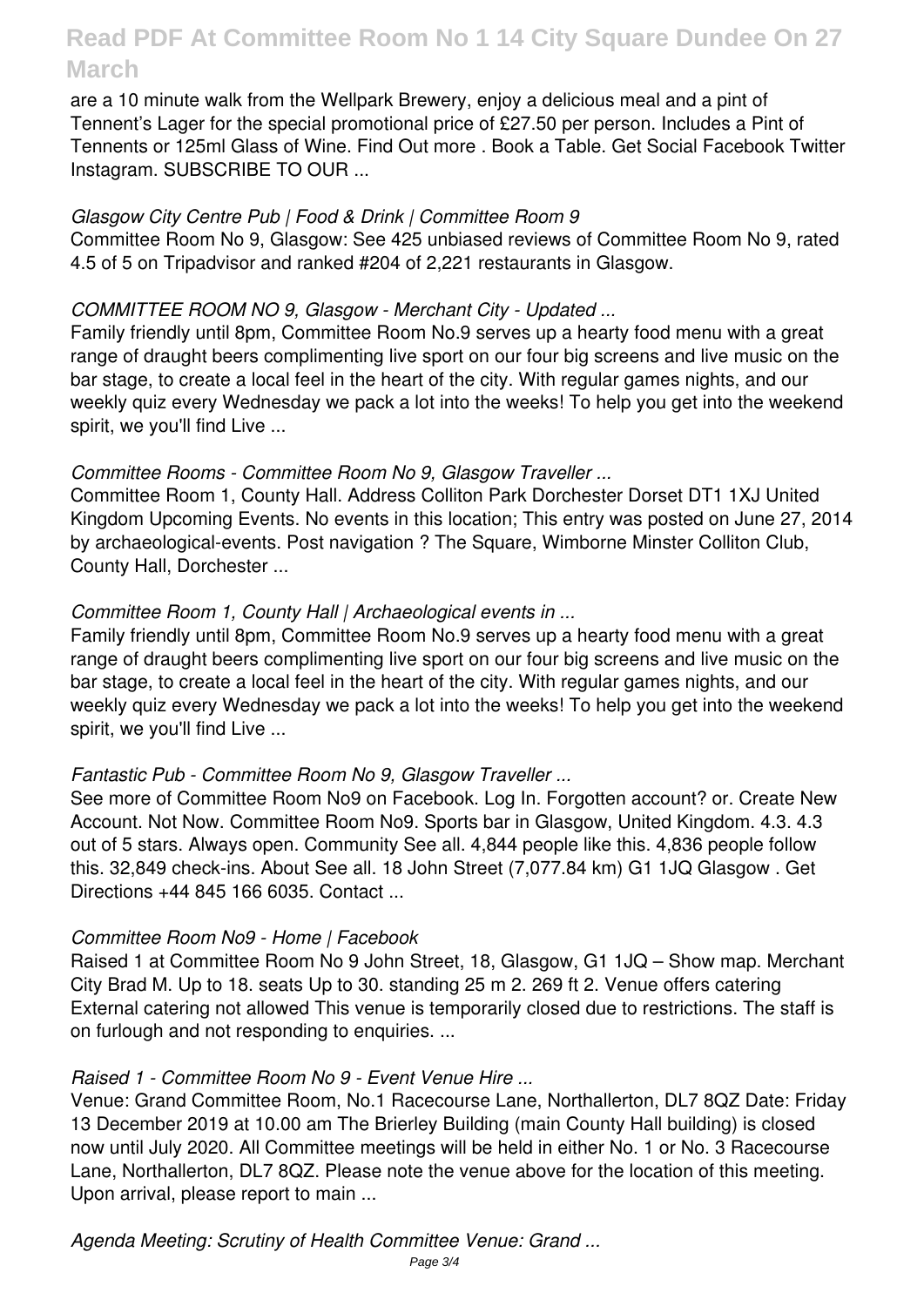are a 10 minute walk from the Wellpark Brewery, enjoy a delicious meal and a pint of Tennent's Lager for the special promotional price of £27.50 per person. Includes a Pint of Tennents or 125ml Glass of Wine. Find Out more . Book a Table. Get Social Facebook Twitter Instagram. SUBSCRIBE TO OUR ...

*Glasgow City Centre Pub | Food & Drink | Committee Room 9*

Committee Room No 9, Glasgow: See 425 unbiased reviews of Committee Room No 9, rated 4.5 of 5 on Tripadvisor and ranked #204 of 2,221 restaurants in Glasgow.

*COMMITTEE ROOM NO 9, Glasgow - Merchant City - Updated ...*

Family friendly until 8pm, Committee Room No.9 serves up a hearty food menu with a great range of draught beers complimenting live sport on our four big screens and live music on the bar stage, to create a local feel in the heart of the city. With regular games nights, and our weekly quiz every Wednesday we pack a lot into the weeks! To help you get into the weekend spirit, we you'll find Live ...

*Committee Rooms - Committee Room No 9, Glasgow Traveller ...*

Committee Room 1, County Hall. Address Colliton Park Dorchester Dorset DT1 1XJ United Kingdom Upcoming Events. No events in this location; This entry was posted on June 27, 2014 by archaeological-events. Post navigation ? The Square, Wimborne Minster Colliton Club, County Hall, Dorchester ...

*Committee Room 1, County Hall | Archaeological events in ...*

Family friendly until 8pm, Committee Room No.9 serves up a hearty food menu with a great range of draught beers complimenting live sport on our four big screens and live music on the bar stage, to create a local feel in the heart of the city. With regular games nights, and our weekly quiz every Wednesday we pack a lot into the weeks! To help you get into the weekend spirit, we you'll find Live ...

*Fantastic Pub - Committee Room No 9, Glasgow Traveller ...*

See more of Committee Room No9 on Facebook. Log In. Forgotten account? or. Create New Account. Not Now. Committee Room No9. Sports bar in Glasgow, United Kingdom. 4.3. 4.3 out of 5 stars. Always open. Community See all. 4,844 people like this. 4,836 people follow this. 32,849 check-ins. About See all. 18 John Street (7,077.84 km) G1 1JQ Glasgow . Get Directions +44 845 166 6035. Contact ...

*Committee Room No9 - Home | Facebook*

Raised 1 at Committee Room No 9 John Street, 18, Glasgow, G1 1JQ – Show map. Merchant City Brad M. Up to 18. seats Up to 30. standing 25 m 2. 269 ft 2. Venue offers catering External catering not allowed This venue is temporarily closed due to restrictions. The staff is on furlough and not responding to enquiries. ...

*Raised 1 - Committee Room No 9 - Event Venue Hire ...*

Venue: Grand Committee Room, No.1 Racecourse Lane, Northallerton, DL7 8QZ Date: Friday 13 December 2019 at 10.00 am The Brierley Building (main County Hall building) is closed now until July 2020. All Committee meetings will be held in either No. 1 or No. 3 Racecourse Lane, Northallerton, DL7 8QZ. Please note the venue above for the location of this meeting. Upon arrival, please report to main ...

*Agenda Meeting: Scrutiny of Health Committee Venue: Grand ...*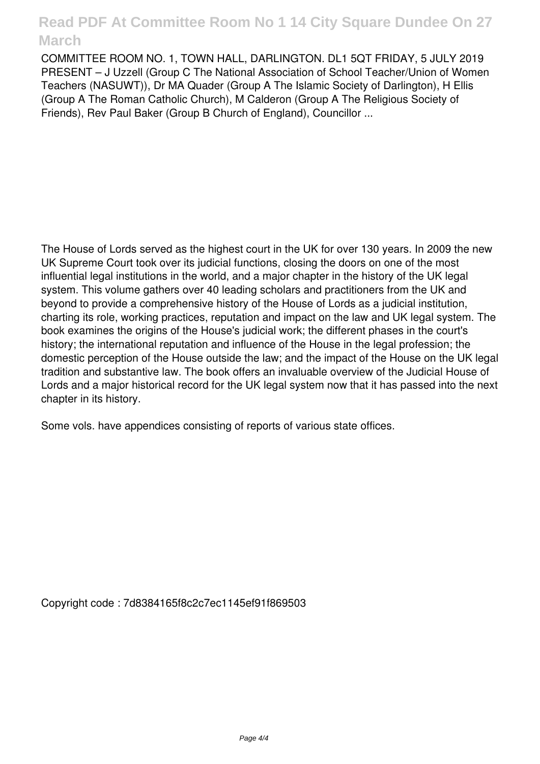COMMITTEE ROOM NO. 1, TOWN HALL, DARLINGTON. DL1 5QT FRIDAY, 5 JULY 2019 PRESENT – J Uzzell (Group C The National Association of School Teacher/Union of Women Teachers (NASUWT)), Dr MA Quader (Group A The Islamic Society of Darlington), H Ellis (Group A The Roman Catholic Church), M Calderon (Group A The Religious Society of Friends), Rev Paul Baker (Group B Church of England), Councillor ...

The House of Lords served as the highest court in the UK for over 130 years. In 2009 the new UK Supreme Court took over its judicial functions, closing the doors on one of the most influential legal institutions in the world, and a major chapter in the history of the UK legal system. This volume gathers over 40 leading scholars and practitioners from the UK and beyond to provide a comprehensive history of the House of Lords as a judicial institution, charting its role, working practices, reputation and impact on the law and UK legal system. The book examines the origins of the House's judicial work; the different phases in the court's history; the international reputation and influence of the House in the legal profession; the domestic perception of the House outside the law; and the impact of the House on the UK legal tradition and substantive law. The book offers an invaluable overview of the Judicial House of Lords and a major historical record for the UK legal system now that it has passed into the next chapter in its history.

Some vols. have appendices consisting of reports of various state offices.

Copyright code : 7d8384165f8c2c7ec1145ef91f869503